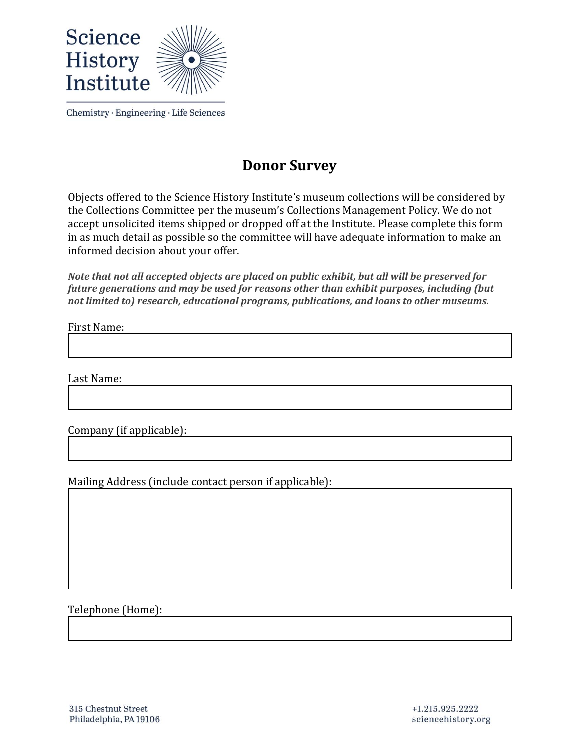Science History Institute

Chemistry · Engineering · Life Sciences

# Donor Survey

Objects offered to the Science History Institute's museum collections will be considered by the Collections Committee per the museum's Collections Management Policy. We do not accept unsolicited items shipped or dropped off at the Institute. Please complete this form in as much detail as possible so the committee will have adequate information to make an informed decision about your offer.

***Note that not all accepted objects are placed on public exhibit, but all will be preserved for future generations and may be used for reasons other than exhibit purposes, including (but not limited to) research, educational programs, publications, and loans to other museums.***

First Name:

Last Name:

Company (if applicable):

Mailing Address (include contact person if applicable):

Telephone (Home):

315 Chestnut Street
Philadelphia, PA 19106

+1.215.925.2222
sciencehistory.org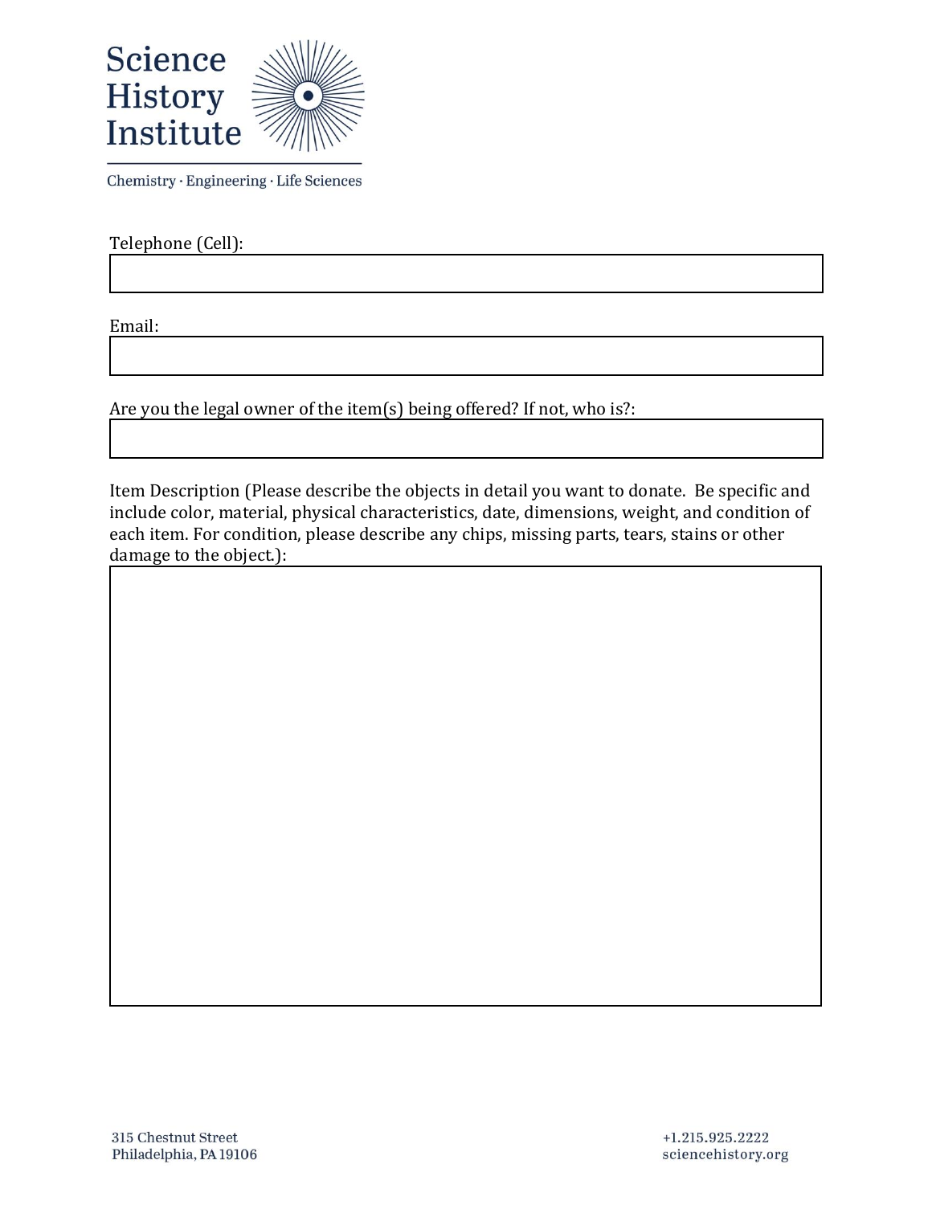Science History Institute

Chemistry · Engineering · Life Sciences

Telephone (Cell):

Email:

Are you the legal owner of the item(s) being offered? If not, who is?:

Item Description (Please describe the objects in detail you want to donate. Be specific and include color, material, physical characteristics, date, dimensions, weight, and condition of each item. For condition, please describe any chips, missing parts, tears, stains or other damage to the object.):

315 Chestnut Street
Philadelphia, PA 19106

+1.215.925.2222
sciencehistory.org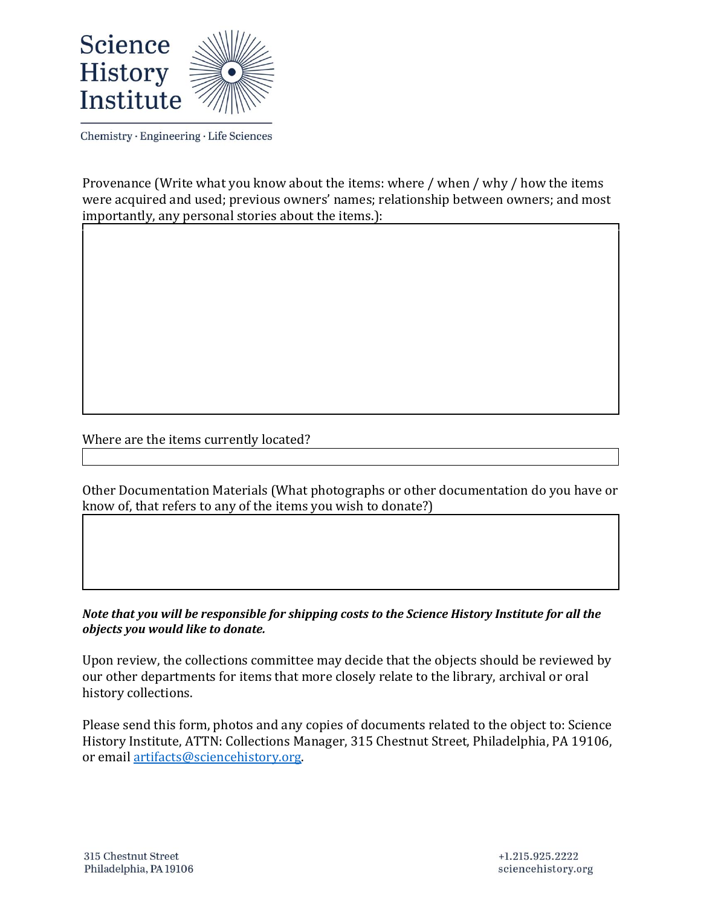Provenance (Write what you know about the items: where / when / why / how the items were acquired and used; previous owners' names; relationship between owners; and most importantly, any personal stories about the items.):

Where are the items currently located?

Other Documentation Materials (What photographs or other documentation do you have or know of, that refers to any of the items you wish to donate?)

***Note that you will be responsible for shipping costs to the Science History Institute for all the objects you would like to donate.***

Upon review, the collections committee may decide that the objects should be reviewed by our other departments for items that more closely relate to the library, archival or oral history collections.

Please send this form, photos and any copies of documents related to the object to: Science History Institute, ATTN: Collections Manager, 315 Chestnut Street, Philadelphia, PA 19106, or email [artifacts@sciencehistory.org](mailto:artifacts@sciencehistory.org).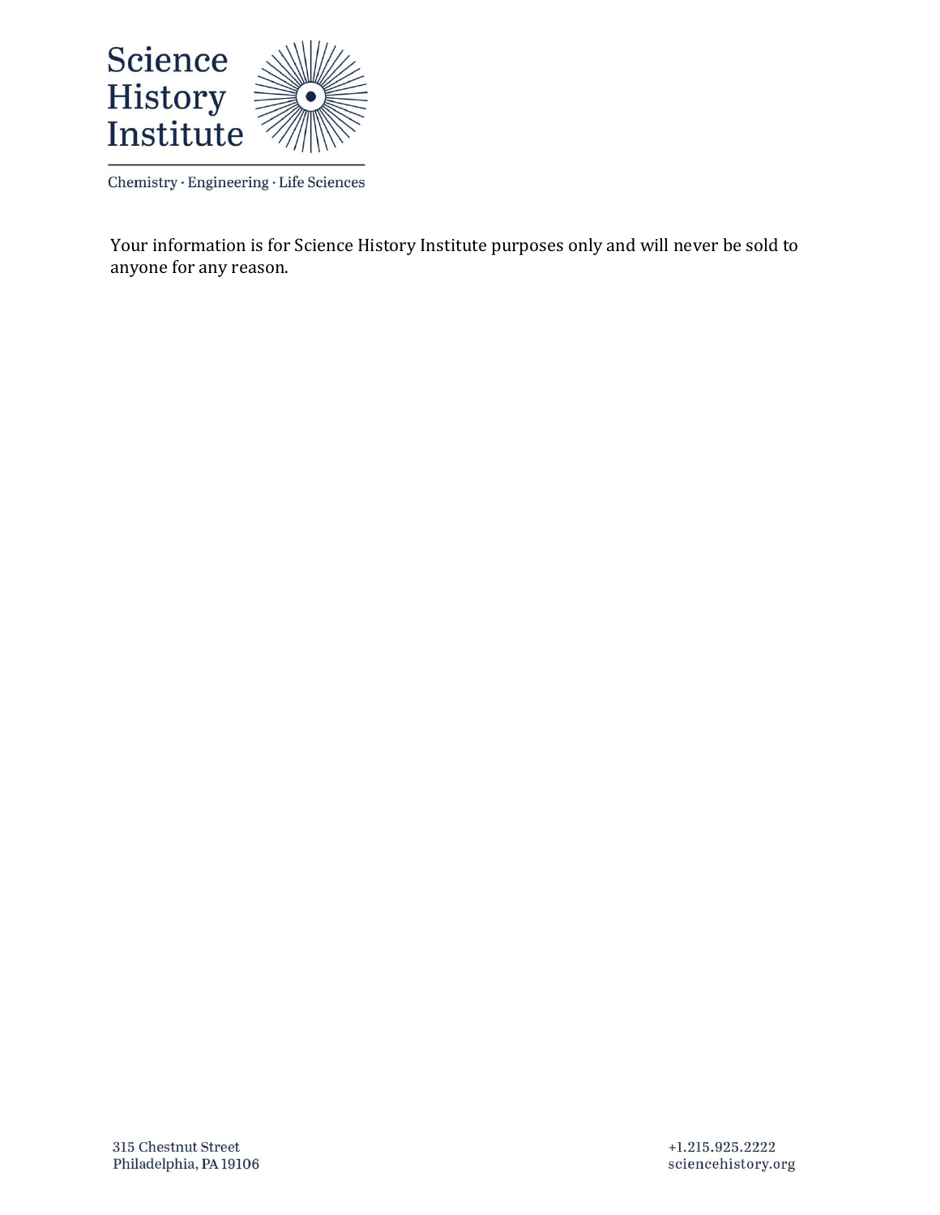Your information is for Science History Institute purposes only and will never be sold to anyone for any reason.